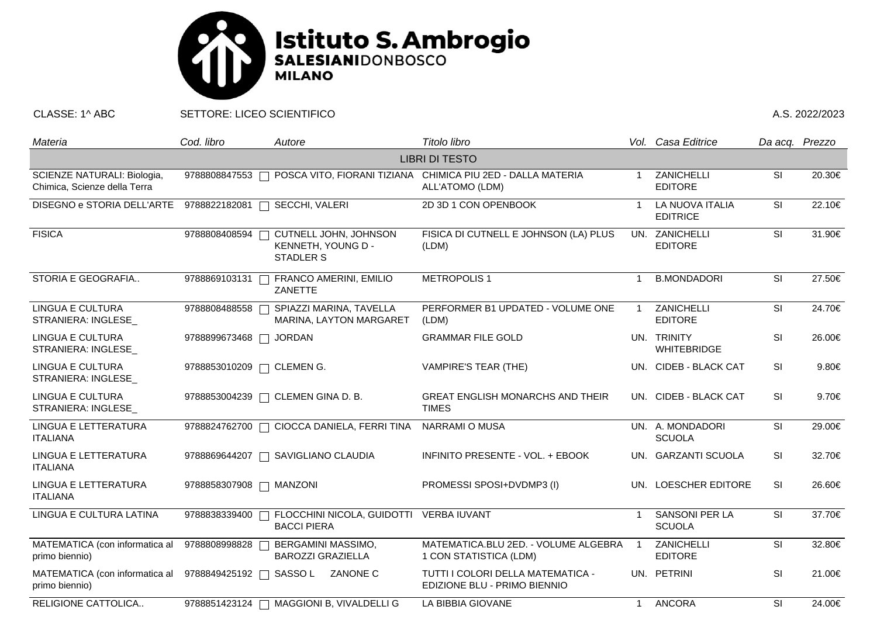# Istituto S. Ambrogio
**SALESIANI**DONBOSCO
**MILANO**

CLASSE: 1^ ABC — SETTORE: LICEO SCIENTIFICO — A.S. 2022/2023

| *Materia* | *Cod. libro* | *Autore* | *Titolo libro* | *Vol.* | *Casa Editrice* | *Da acq.* | *Prezzo* |
|---|---|---|---|---|---|---|---|
| | | | LIBRI DI TESTO | | | | |
| SCIENZE NATURALI: Biologia, Chimica, Scienze della Terra | 9788808847553 | POSCA VITO, FIORANI TIZIANA | CHIMICA PIU 2ED - DALLA MATERIA ALL'ATOMO (LDM) | 1 | ZANICHELLI EDITORE | SI | 20.30€ |
| DISEGNO e STORIA DELL'ARTE | 9788822182081 | SECCHI, VALERI | 2D 3D 1 CON OPENBOOK | 1 | LA NUOVA ITALIA EDITRICE | SI | 22.10€ |
| FISICA | 9788808408594 | CUTNELL JOHN, JOHNSON KENNETH, YOUNG D - STADLER S | FISICA DI CUTNELL E JOHNSON (LA) PLUS (LDM) | UN. | ZANICHELLI EDITORE | SI | 31.90€ |
| STORIA E GEOGRAFIA.. | 9788869103131 | FRANCO AMERINI, EMILIO ZANETTE | METROPOLIS 1 | 1 | B.MONDADORI | SI | 27.50€ |
| LINGUA E CULTURA STRANIERA: INGLESE_ | 9788808488558 | SPIAZZI MARINA, TAVELLA MARINA, LAYTON MARGARET | PERFORMER B1 UPDATED - VOLUME ONE (LDM) | 1 | ZANICHELLI EDITORE | SI | 24.70€ |
| LINGUA E CULTURA STRANIERA: INGLESE_ | 9788899673468 | JORDAN | GRAMMAR FILE GOLD | UN. | TRINITY WHITEBRIDGE | SI | 26.00€ |
| LINGUA E CULTURA STRANIERA: INGLESE_ | 9788853010209 | CLEMEN G. | VAMPIRE'S TEAR (THE) | UN. | CIDEB - BLACK CAT | SI | 9.80€ |
| LINGUA E CULTURA STRANIERA: INGLESE_ | 9788853004239 | CLEMEN GINA D. B. | GREAT ENGLISH MONARCHS AND THEIR TIMES | UN. | CIDEB - BLACK CAT | SI | 9.70€ |
| LINGUA E LETTERATURA ITALIANA | 9788824762700 | CIOCCA DANIELA, FERRI TINA | NARRAMI O MUSA | UN. | A. MONDADORI SCUOLA | SI | 29.00€ |
| LINGUA E LETTERATURA ITALIANA | 9788869644207 | SAVIGLIANO CLAUDIA | INFINITO PRESENTE - VOL. + EBOOK | UN. | GARZANTI SCUOLA | SI | 32.70€ |
| LINGUA E LETTERATURA ITALIANA | 9788858307908 | MANZONI | PROMESSI SPOSI+DVDMP3 (I) | UN. | LOESCHER EDITORE | SI | 26.60€ |
| LINGUA E CULTURA LATINA | 9788838339400 | FLOCCHINI NICOLA, GUIDOTTI BACCI PIERA | VERBA IUVANT | 1 | SANSONI PER LA SCUOLA | SI | 37.70€ |
| MATEMATICA (con informatica al primo biennio) | 9788808998828 | BERGAMINI MASSIMO, BAROZZI GRAZIELLA | MATEMATICA.BLU 2ED. - VOLUME ALGEBRA 1 CON STATISTICA (LDM) | 1 | ZANICHELLI EDITORE | SI | 32.80€ |
| MATEMATICA (con informatica al primo biennio) | 9788849425192 | SASSO L ZANONE C | TUTTI I COLORI DELLA MATEMATICA - EDIZIONE BLU - PRIMO BIENNIO | UN. | PETRINI | SI | 21.00€ |
| RELIGIONE CATTOLICA.. | 9788851423124 | MAGGIONI B, VIVALDELLI G | LA BIBBIA GIOVANE | 1 | ANCORA | SI | 24.00€ |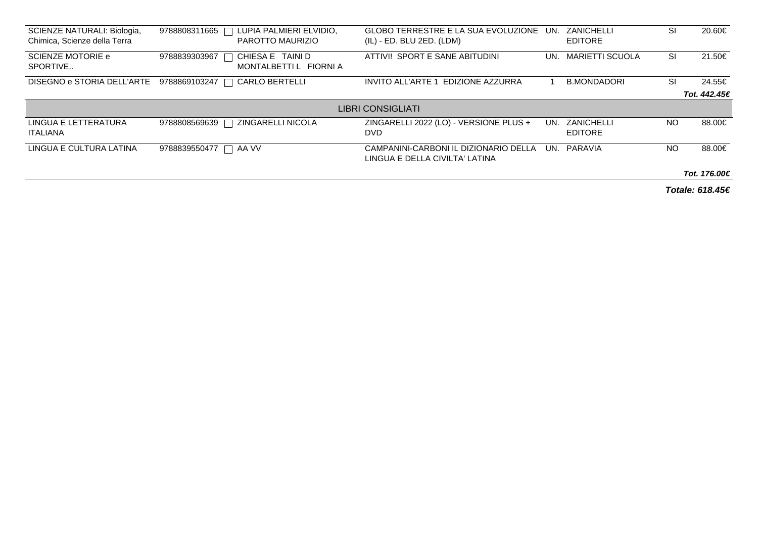| | | | | | | | | |
|---|---|---|---|---|---|---|---|---|
| SCIENZE NATURALI: Biologia, Chimica, Scienze della Terra | 9788808311665 | ☐ | LUPIA PALMIERI ELVIDIO, PAROTTO MAURIZIO | GLOBO TERRESTRE E LA SUA EVOLUZIONE (IL) - ED. BLU 2ED. (LDM) | UN. | ZANICHELLI EDITORE | SI | 20.60€ |
| SCIENZE MOTORIE e SPORTIVE.. | 9788839303967 | ☐ | CHIESA E TAINI D MONTALBETTI L FIORNI A | ATTIVI! SPORT E SANE ABITUDINI | UN. | MARIETTI SCUOLA | SI | 21.50€ |
| DISEGNO e STORIA DELL'ARTE | 9788869103247 | ☐ | CARLO BERTELLI | INVITO ALL'ARTE 1 EDIZIONE AZZURRA | 1 | B.MONDADORI | SI | 24.55€ |
| | | | | | | | | ***Tot. 442.45€*** |
| | | | | LIBRI CONSIGLIATI | | | | |
| LINGUA E LETTERATURA ITALIANA | 9788808569639 | ☐ | ZINGARELLI NICOLA | ZINGARELLI 2022 (LO) - VERSIONE PLUS + DVD | UN. | ZANICHELLI EDITORE | NO | 88.00€ |
| LINGUA E CULTURA LATINA | 9788839550477 | ☐ | AA VV | CAMPANINI-CARBONI IL DIZIONARIO DELLA LINGUA E DELLA CIVILTA' LATINA | UN. | PARAVIA | NO | 88.00€ |
| | | | | | | | | ***Tot. 176.00€*** |

***Totale: 618.45€***